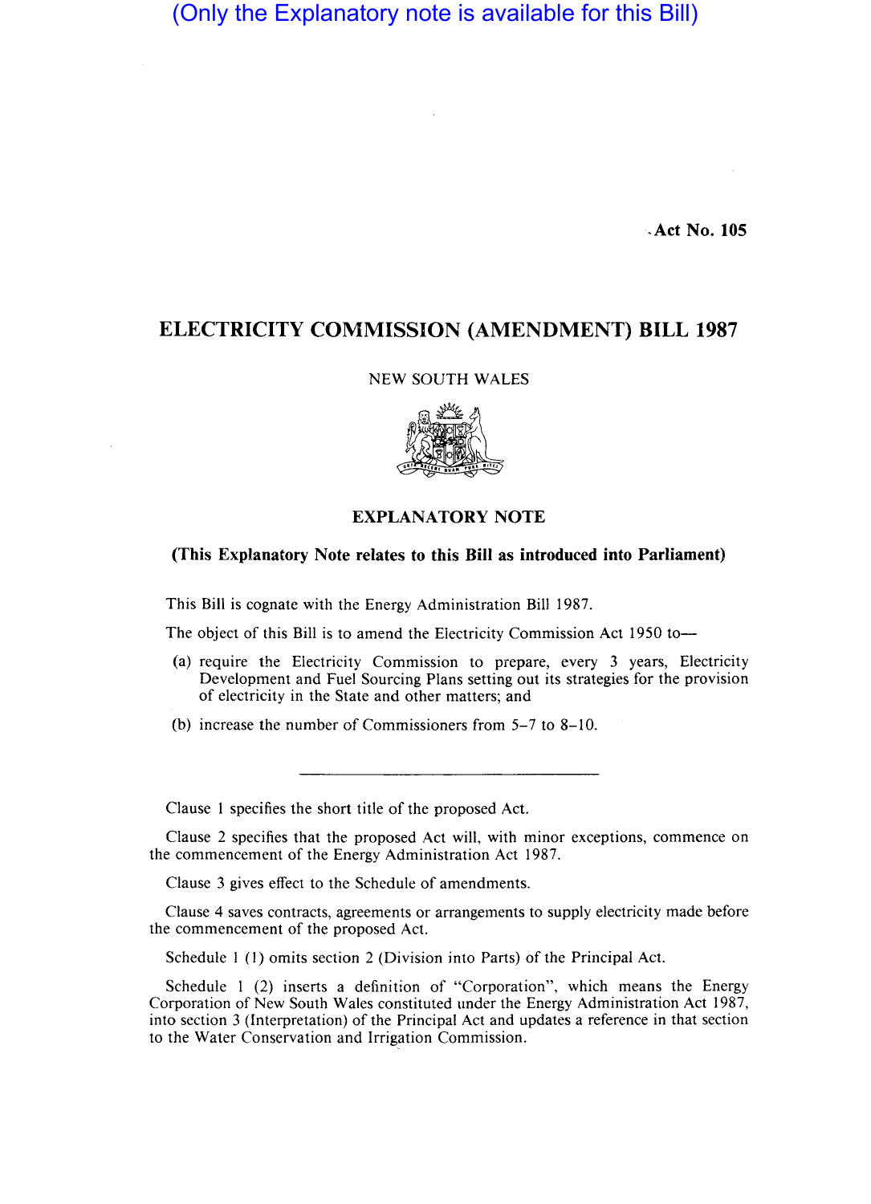(Only the Explanatory note is available for this Bill)

Act No. 105

# ELECTRICITY COMMISSION (AMENDMENT) BILL 1987

NEW SOUTH WALES

## EXPLANATORY NOTE

**(This Explanatory Note relates to this Bill as introduced into Parliament)**

This Bill is cognate with the Energy Administration Bill 1987.

The object of this Bill is to amend the Electricity Commission Act 1950 to—

(a) require the Electricity Commission to prepare, every 3 years, Electricity Development and Fuel Sourcing Plans setting out its strategies for the provision of electricity in the State and other matters; and

(b) increase the number of Commissioners from 5–7 to 8–10.

---

Clause 1 specifies the short title of the proposed Act.

Clause 2 specifies that the proposed Act will, with minor exceptions, commence on the commencement of the Energy Administration Act 1987.

Clause 3 gives effect to the Schedule of amendments.

Clause 4 saves contracts, agreements or arrangements to supply electricity made before the commencement of the proposed Act.

Schedule 1 (1) omits section 2 (Division into Parts) of the Principal Act.

Schedule 1 (2) inserts a definition of "Corporation", which means the Energy Corporation of New South Wales constituted under the Energy Administration Act 1987, into section 3 (Interpretation) of the Principal Act and updates a reference in that section to the Water Conservation and Irrigation Commission.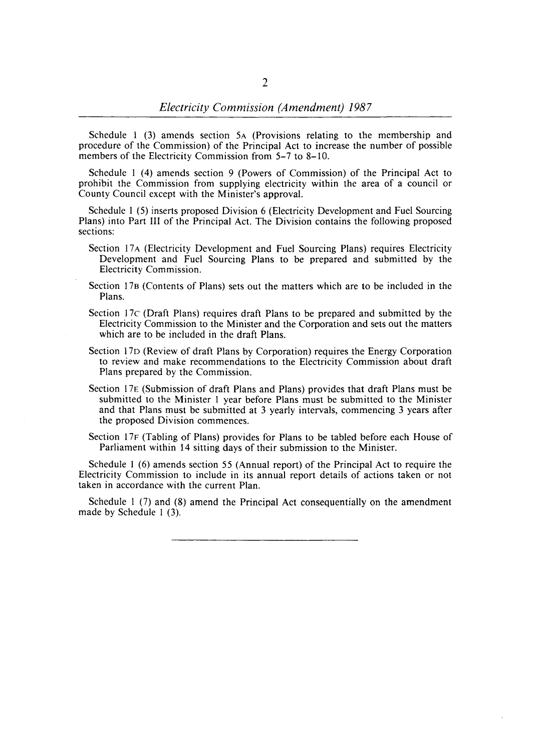Schedule 1 (3) amends section 5A (Provisions relating to the membership and procedure of the Commission) of the Principal Act to increase the number of possible members of the Electricity Commission from 5–7 to 8–10.

Schedule 1 (4) amends section 9 (Powers of Commission) of the Principal Act to prohibit the Commission from supplying electricity within the area of a council or County Council except with the Minister's approval.

Schedule 1 (5) inserts proposed Division 6 (Electricity Development and Fuel Sourcing Plans) into Part III of the Principal Act. The Division contains the following proposed sections:

- Section 17A (Electricity Development and Fuel Sourcing Plans) requires Electricity Development and Fuel Sourcing Plans to be prepared and submitted by the Electricity Commission.
- Section 17B (Contents of Plans) sets out the matters which are to be included in the Plans.
- Section 17C (Draft Plans) requires draft Plans to be prepared and submitted by the Electricity Commission to the Minister and the Corporation and sets out the matters which are to be included in the draft Plans.
- Section 17D (Review of draft Plans by Corporation) requires the Energy Corporation to review and make recommendations to the Electricity Commission about draft Plans prepared by the Commission.
- Section 17E (Submission of draft Plans and Plans) provides that draft Plans must be submitted to the Minister 1 year before Plans must be submitted to the Minister and that Plans must be submitted at 3 yearly intervals, commencing 3 years after the proposed Division commences.
- Section 17F (Tabling of Plans) provides for Plans to be tabled before each House of Parliament within 14 sitting days of their submission to the Minister.

Schedule 1 (6) amends section 55 (Annual report) of the Principal Act to require the Electricity Commission to include in its annual report details of actions taken or not taken in accordance with the current Plan.

Schedule 1 (7) and (8) amend the Principal Act consequentially on the amendment made by Schedule 1 (3).